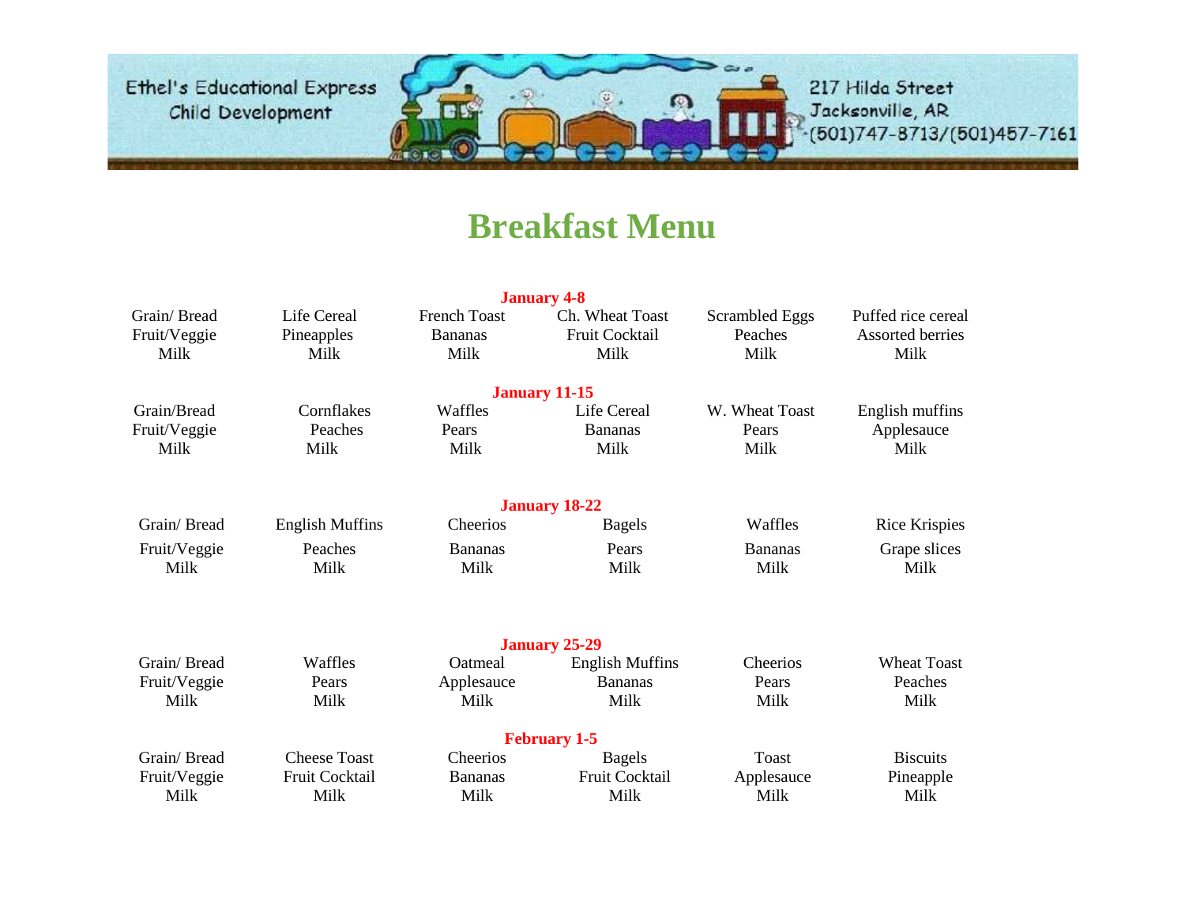Ethel's Educational Express
Child Development

217 Hilda Street
Jacksonville, AR
(501)747-8713/(501)457-7161

# Breakfast Menu

**January 4-8**

| | | | | | |
|---|---|---|---|---|---|
| Grain/ Bread | Life Cereal | French Toast | Ch. Wheat Toast | Scrambled Eggs | Puffed rice cereal |
| Fruit/Veggie | Pineapples | Bananas | Fruit Cocktail | Peaches | Assorted berries |
| Milk | Milk | Milk | Milk | Milk | Milk |

**January 11-15**

| | | | | | |
|---|---|---|---|---|---|
| Grain/Bread | Cornflakes | Waffles | Life Cereal | W. Wheat Toast | English muffins |
| Fruit/Veggie | Peaches | Pears | Bananas | Pears | Applesauce |
| Milk | Milk | Milk | Milk | Milk | Milk |

**January 18-22**

| | | | | | |
|---|---|---|---|---|---|
| Grain/ Bread | English Muffins | Cheerios | Bagels | Waffles | Rice Krispies |
| Fruit/Veggie | Peaches | Bananas | Pears | Bananas | Grape slices |
| Milk | Milk | Milk | Milk | Milk | Milk |

**January 25-29**

| | | | | | |
|---|---|---|---|---|---|
| Grain/ Bread | Waffles | Oatmeal | English Muffins | Cheerios | Wheat Toast |
| Fruit/Veggie | Pears | Applesauce | Bananas | Pears | Peaches |
| Milk | Milk | Milk | Milk | Milk | Milk |

**February 1-5**

| | | | | | |
|---|---|---|---|---|---|
| Grain/ Bread | Cheese Toast | Cheerios | Bagels | Toast | Biscuits |
| Fruit/Veggie | Fruit Cocktail | Bananas | Fruit Cocktail | Applesauce | Pineapple |
| Milk | Milk | Milk | Milk | Milk | Milk |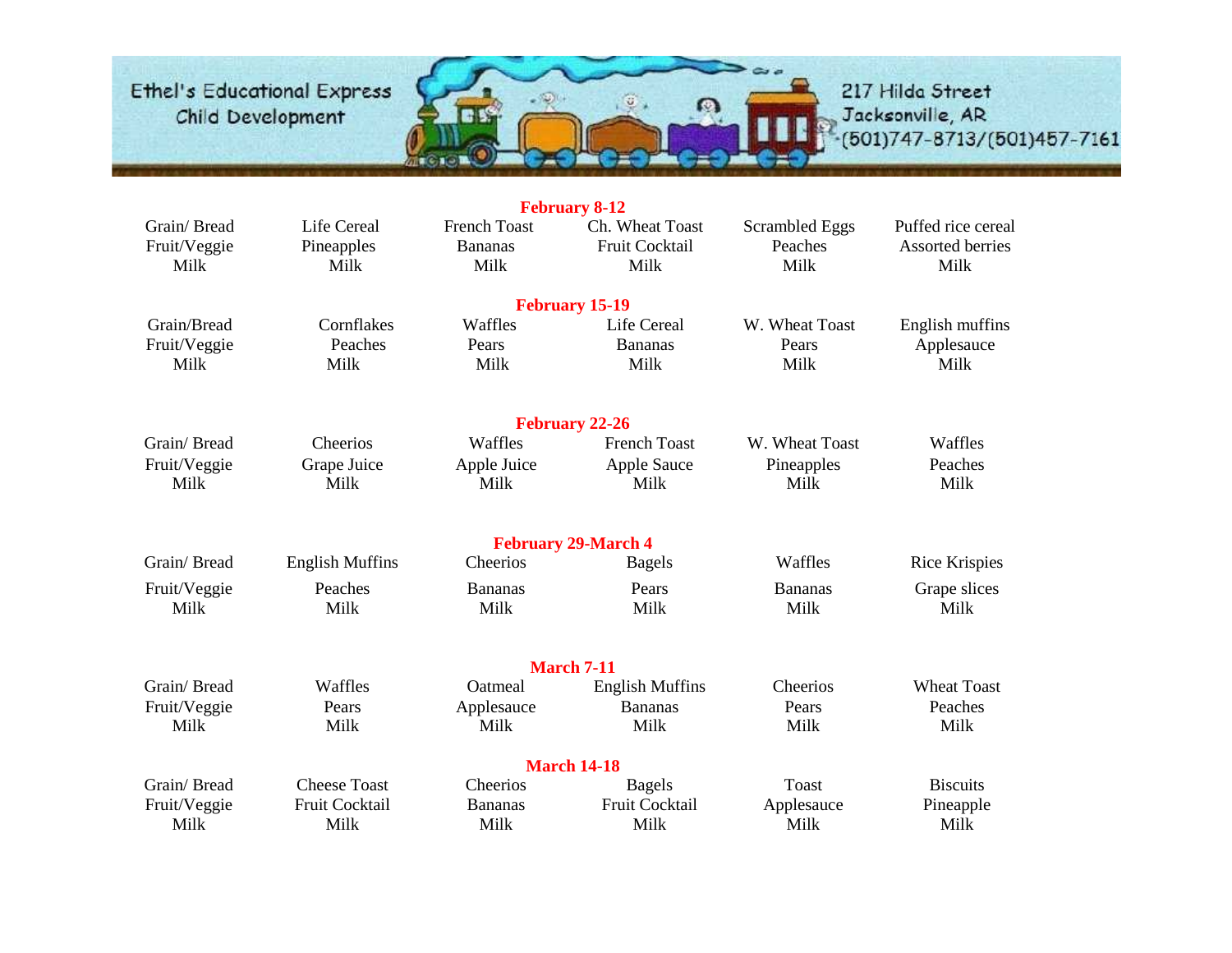Ethel's Educational Express
Child Development

217 Hilda Street
Jacksonville, AR
(501)747-8713/(501)457-7161

**February 8-12**

| | | | | | |
|---|---|---|---|---|---|
| Grain/ Bread | Life Cereal | French Toast | Ch. Wheat Toast | Scrambled Eggs | Puffed rice cereal |
| Fruit/Veggie | Pineapples | Bananas | Fruit Cocktail | Peaches | Assorted berries |
| Milk | Milk | Milk | Milk | Milk | Milk |

**February 15-19**

| | | | | | |
|---|---|---|---|---|---|
| Grain/Bread | Cornflakes | Waffles | Life Cereal | W. Wheat Toast | English muffins |
| Fruit/Veggie | Peaches | Pears | Bananas | Pears | Applesauce |
| Milk | Milk | Milk | Milk | Milk | Milk |

**February 22-26**

| | | | | | |
|---|---|---|---|---|---|
| Grain/ Bread | Cheerios | Waffles | French Toast | W. Wheat Toast | Waffles |
| Fruit/Veggie | Grape Juice | Apple Juice | Apple Sauce | Pineapples | Peaches |
| Milk | Milk | Milk | Milk | Milk | Milk |

**February 29-March 4**

| | | | | | |
|---|---|---|---|---|---|
| Grain/ Bread | English Muffins | Cheerios | Bagels | Waffles | Rice Krispies |
| Fruit/Veggie | Peaches | Bananas | Pears | Bananas | Grape slices |
| Milk | Milk | Milk | Milk | Milk | Milk |

**March 7-11**

| | | | | | |
|---|---|---|---|---|---|
| Grain/ Bread | Waffles | Oatmeal | English Muffins | Cheerios | Wheat Toast |
| Fruit/Veggie | Pears | Applesauce | Bananas | Pears | Peaches |
| Milk | Milk | Milk | Milk | Milk | Milk |

**March 14-18**

| | | | | | |
|---|---|---|---|---|---|
| Grain/ Bread | Cheese Toast | Cheerios | Bagels | Toast | Biscuits |
| Fruit/Veggie | Fruit Cocktail | Bananas | Fruit Cocktail | Applesauce | Pineapple |
| Milk | Milk | Milk | Milk | Milk | Milk |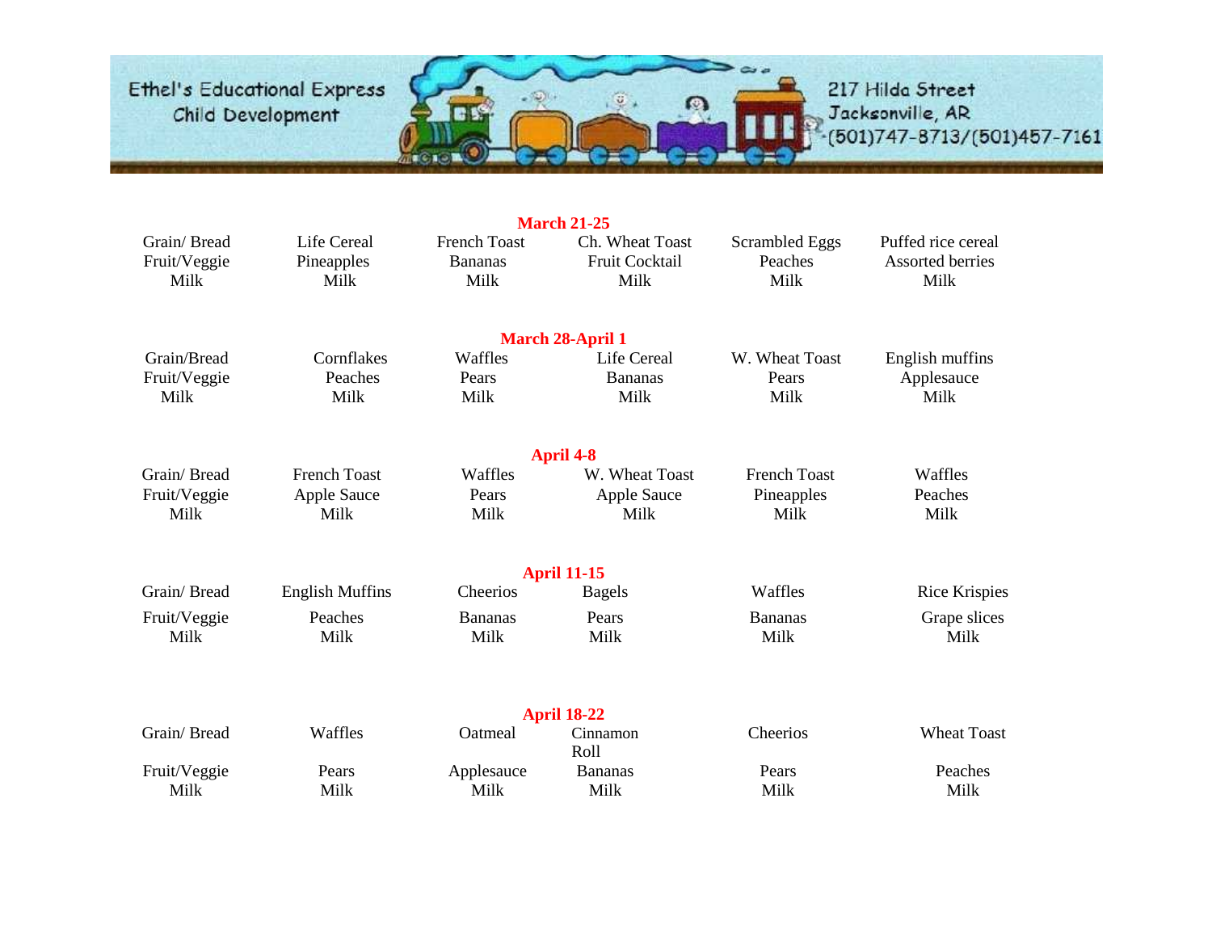Ethel's Educational Express
Child Development

217 Hilda Street
Jacksonville, AR
(501)747-8713/(501)457-7161

**March 21-25**

| | | | | | |
|---|---|---|---|---|---|
| Grain/ Bread | Life Cereal | French Toast | Ch. Wheat Toast | Scrambled Eggs | Puffed rice cereal |
| Fruit/Veggie | Pineapples | Bananas | Fruit Cocktail | Peaches | Assorted berries |
| Milk | Milk | Milk | Milk | Milk | Milk |

**March 28-April 1**

| | | | | | |
|---|---|---|---|---|---|
| Grain/Bread | Cornflakes | Waffles | Life Cereal | W. Wheat Toast | English muffins |
| Fruit/Veggie | Peaches | Pears | Bananas | Pears | Applesauce |
| Milk | Milk | Milk | Milk | Milk | Milk |

**April 4-8**

| | | | | | |
|---|---|---|---|---|---|
| Grain/ Bread | French Toast | Waffles | W. Wheat Toast | French Toast | Waffles |
| Fruit/Veggie | Apple Sauce | Pears | Apple Sauce | Pineapples | Peaches |
| Milk | Milk | Milk | Milk | Milk | Milk |

**April 11-15**

| | | | | | |
|---|---|---|---|---|---|
| Grain/ Bread | English Muffins | Cheerios | Bagels | Waffles | Rice Krispies |
| Fruit/Veggie | Peaches | Bananas | Pears | Bananas | Grape slices |
| Milk | Milk | Milk | Milk | Milk | Milk |

**April 18-22**

| | | | | | |
|---|---|---|---|---|---|
| Grain/ Bread | Waffles | Oatmeal | Cinnamon Roll | Cheerios | Wheat Toast |
| Fruit/Veggie | Pears | Applesauce | Bananas | Pears | Peaches |
| Milk | Milk | Milk | Milk | Milk | Milk |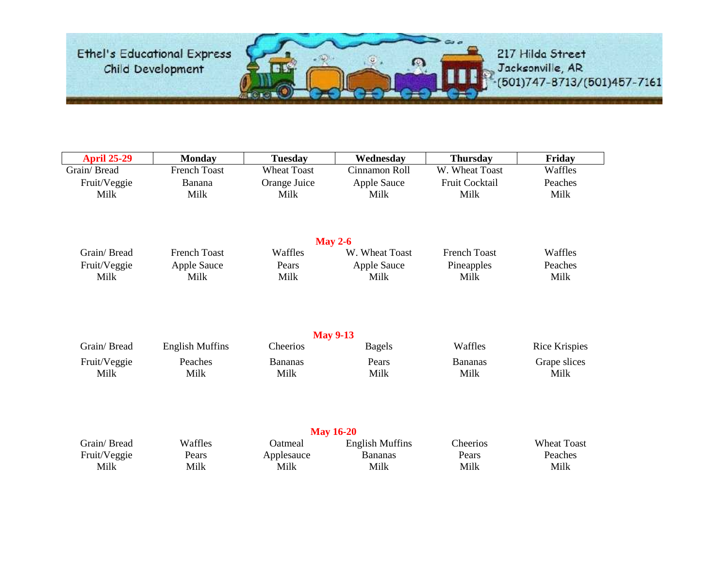Ethel's Educational Express
Child Development

217 Hilda Street
Jacksonville, AR
(501)747-8713/(501)457-7161

| April 25-29 | Monday | Tuesday | Wednesday | Thursday | Friday |
|---|---|---|---|---|---|
| Grain/ Bread | French Toast | Wheat Toast | Cinnamon Roll | W. Wheat Toast | Waffles |
| Fruit/Veggie | Banana | Orange Juice | Apple Sauce | Fruit Cocktail | Peaches |
| Milk | Milk | Milk | Milk | Milk | Milk |
| **May 2-6** | | | | | |
| Grain/ Bread | French Toast | Waffles | W. Wheat Toast | French Toast | Waffles |
| Fruit/Veggie | Apple Sauce | Pears | Apple Sauce | Pineapples | Peaches |
| Milk | Milk | Milk | Milk | Milk | Milk |
| **May 9-13** | | | | | |
| Grain/ Bread | English Muffins | Cheerios | Bagels | Waffles | Rice Krispies |
| Fruit/Veggie | Peaches | Bananas | Pears | Bananas | Grape slices |
| Milk | Milk | Milk | Milk | Milk | Milk |
| **May 16-20** | | | | | |
| Grain/ Bread | Waffles | Oatmeal | English Muffins | Cheerios | Wheat Toast |
| Fruit/Veggie | Pears | Applesauce | Bananas | Pears | Peaches |
| Milk | Milk | Milk | Milk | Milk | Milk |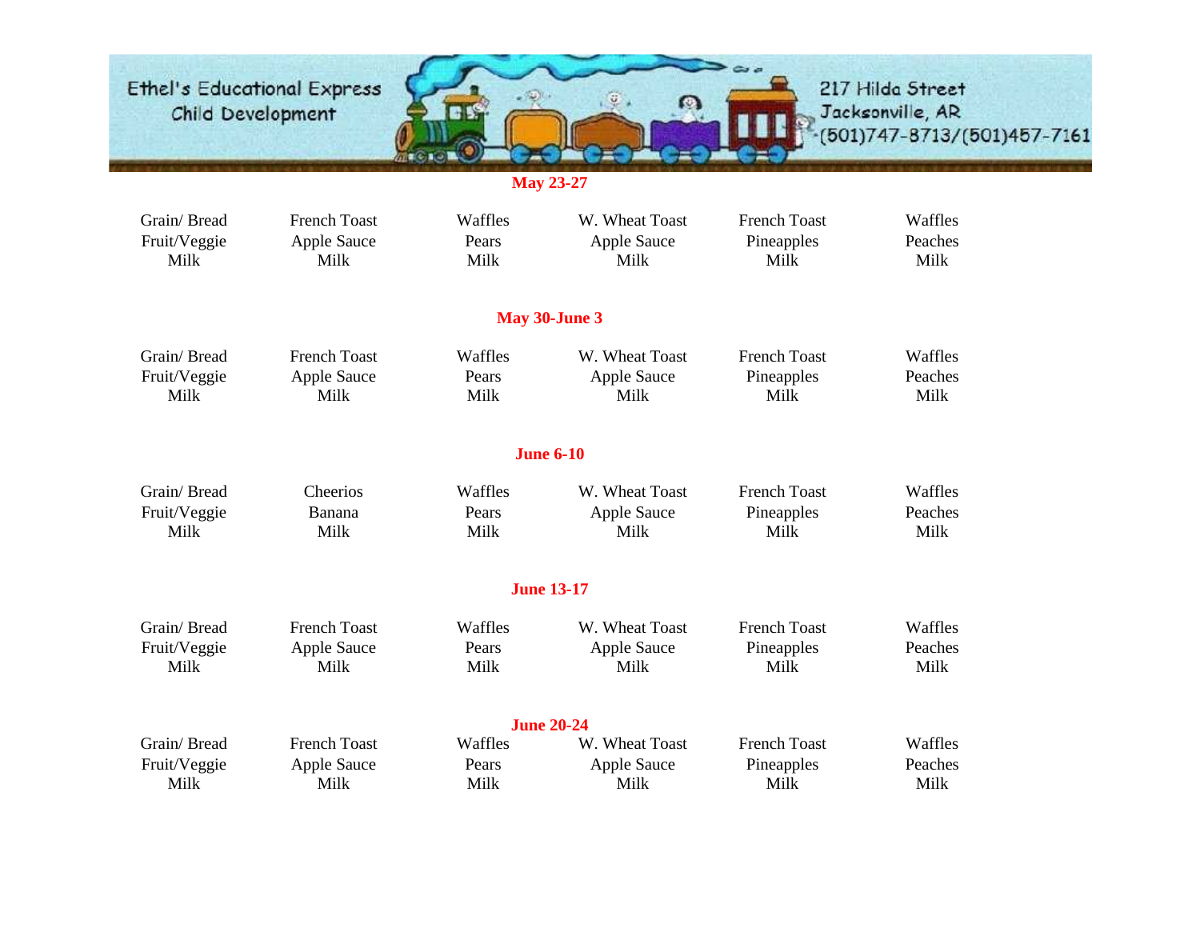Ethel's Educational Express
Child Development

217 Hilda Street
Jacksonville, AR
(501)747-8713/(501)457-7161

**May 23-27**

| Grain/ Bread | French Toast | Waffles | W. Wheat Toast | French Toast | Waffles |
|---|---|---|---|---|---|
| Fruit/Veggie | Apple Sauce | Pears | Apple Sauce | Pineapples | Peaches |
| Milk | Milk | Milk | Milk | Milk | Milk |

**May 30-June 3**

| Grain/ Bread | French Toast | Waffles | W. Wheat Toast | French Toast | Waffles |
|---|---|---|---|---|---|
| Fruit/Veggie | Apple Sauce | Pears | Apple Sauce | Pineapples | Peaches |
| Milk | Milk | Milk | Milk | Milk | Milk |

**June 6-10**

| Grain/ Bread | Cheerios | Waffles | W. Wheat Toast | French Toast | Waffles |
|---|---|---|---|---|---|
| Fruit/Veggie | Banana | Pears | Apple Sauce | Pineapples | Peaches |
| Milk | Milk | Milk | Milk | Milk | Milk |

**June 13-17**

| Grain/ Bread | French Toast | Waffles | W. Wheat Toast | French Toast | Waffles |
|---|---|---|---|---|---|
| Fruit/Veggie | Apple Sauce | Pears | Apple Sauce | Pineapples | Peaches |
| Milk | Milk | Milk | Milk | Milk | Milk |

**June 20-24**

| Grain/ Bread | French Toast | Waffles | W. Wheat Toast | French Toast | Waffles |
|---|---|---|---|---|---|
| Fruit/Veggie | Apple Sauce | Pears | Apple Sauce | Pineapples | Peaches |
| Milk | Milk | Milk | Milk | Milk | Milk |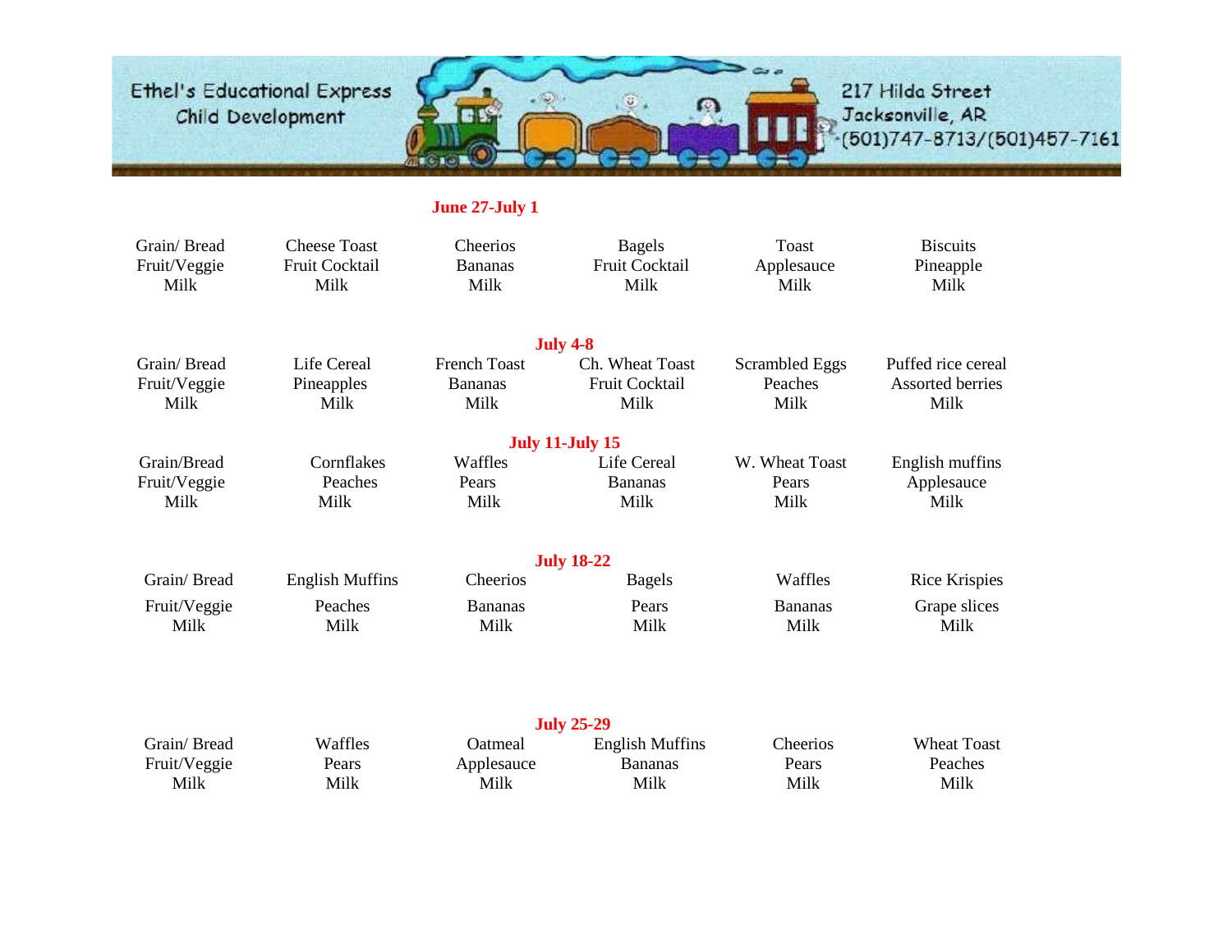Ethel's Educational Express
Child Development

217 Hilda Street
Jacksonville, AR
(501)747-8713/(501)457-7161

**June 27-July 1**

| | | | | | |
|---|---|---|---|---|---|
| Grain/ Bread | Cheese Toast | Cheerios | Bagels | Toast | Biscuits |
| Fruit/Veggie | Fruit Cocktail | Bananas | Fruit Cocktail | Applesauce | Pineapple |
| Milk | Milk | Milk | Milk | Milk | Milk |

**July 4-8**

| | | | | | |
|---|---|---|---|---|---|
| Grain/ Bread | Life Cereal | French Toast | Ch. Wheat Toast | Scrambled Eggs | Puffed rice cereal |
| Fruit/Veggie | Pineapples | Bananas | Fruit Cocktail | Peaches | Assorted berries |
| Milk | Milk | Milk | Milk | Milk | Milk |

**July 11-July 15**

| | | | | | |
|---|---|---|---|---|---|
| Grain/Bread | Cornflakes | Waffles | Life Cereal | W. Wheat Toast | English muffins |
| Fruit/Veggie | Peaches | Pears | Bananas | Pears | Applesauce |
| Milk | Milk | Milk | Milk | Milk | Milk |

**July 18-22**

| | | | | | |
|---|---|---|---|---|---|
| Grain/ Bread | English Muffins | Cheerios | Bagels | Waffles | Rice Krispies |
| Fruit/Veggie | Peaches | Bananas | Pears | Bananas | Grape slices |
| Milk | Milk | Milk | Milk | Milk | Milk |

**July 25-29**

| | | | | | |
|---|---|---|---|---|---|
| Grain/ Bread | Waffles | Oatmeal | English Muffins | Cheerios | Wheat Toast |
| Fruit/Veggie | Pears | Applesauce | Bananas | Pears | Peaches |
| Milk | Milk | Milk | Milk | Milk | Milk |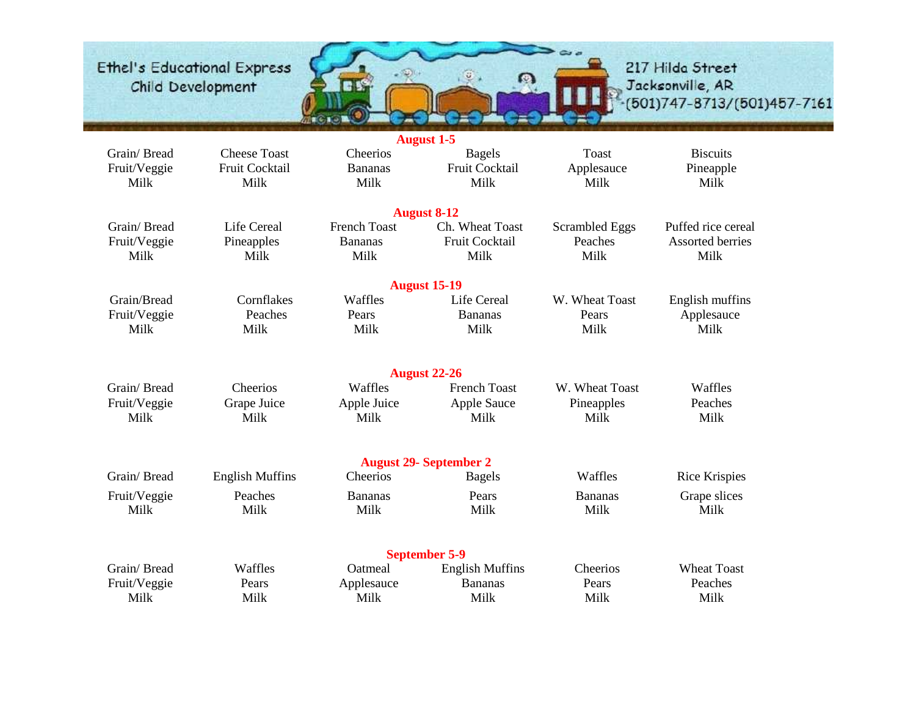Ethel's Educational Express
Child Development

217 Hilda Street
Jacksonville, AR
(501)747-8713/(501)457-7161

**August 1-5**

| | | | | | |
|---|---|---|---|---|---|
| Grain/ Bread | Cheese Toast | Cheerios | Bagels | Toast | Biscuits |
| Fruit/Veggie | Fruit Cocktail | Bananas | Fruit Cocktail | Applesauce | Pineapple |
| Milk | Milk | Milk | Milk | Milk | Milk |

**August 8-12**

| | | | | | |
|---|---|---|---|---|---|
| Grain/ Bread | Life Cereal | French Toast | Ch. Wheat Toast | Scrambled Eggs | Puffed rice cereal |
| Fruit/Veggie | Pineapples | Bananas | Fruit Cocktail | Peaches | Assorted berries |
| Milk | Milk | Milk | Milk | Milk | Milk |

**August 15-19**

| | | | | | |
|---|---|---|---|---|---|
| Grain/Bread | Cornflakes | Waffles | Life Cereal | W. Wheat Toast | English muffins |
| Fruit/Veggie | Peaches | Pears | Bananas | Pears | Applesauce |
| Milk | Milk | Milk | Milk | Milk | Milk |

**August 22-26**

| | | | | | |
|---|---|---|---|---|---|
| Grain/ Bread | Cheerios | Waffles | French Toast | W. Wheat Toast | Waffles |
| Fruit/Veggie | Grape Juice | Apple Juice | Apple Sauce | Pineapples | Peaches |
| Milk | Milk | Milk | Milk | Milk | Milk |

**August 29- September 2**

| | | | | | |
|---|---|---|---|---|---|
| Grain/ Bread | English Muffins | Cheerios | Bagels | Waffles | Rice Krispies |
| Fruit/Veggie | Peaches | Bananas | Pears | Bananas | Grape slices |
| Milk | Milk | Milk | Milk | Milk | Milk |

**September 5-9**

| | | | | | |
|---|---|---|---|---|---|
| Grain/ Bread | Waffles | Oatmeal | English Muffins | Cheerios | Wheat Toast |
| Fruit/Veggie | Pears | Applesauce | Bananas | Pears | Peaches |
| Milk | Milk | Milk | Milk | Milk | Milk |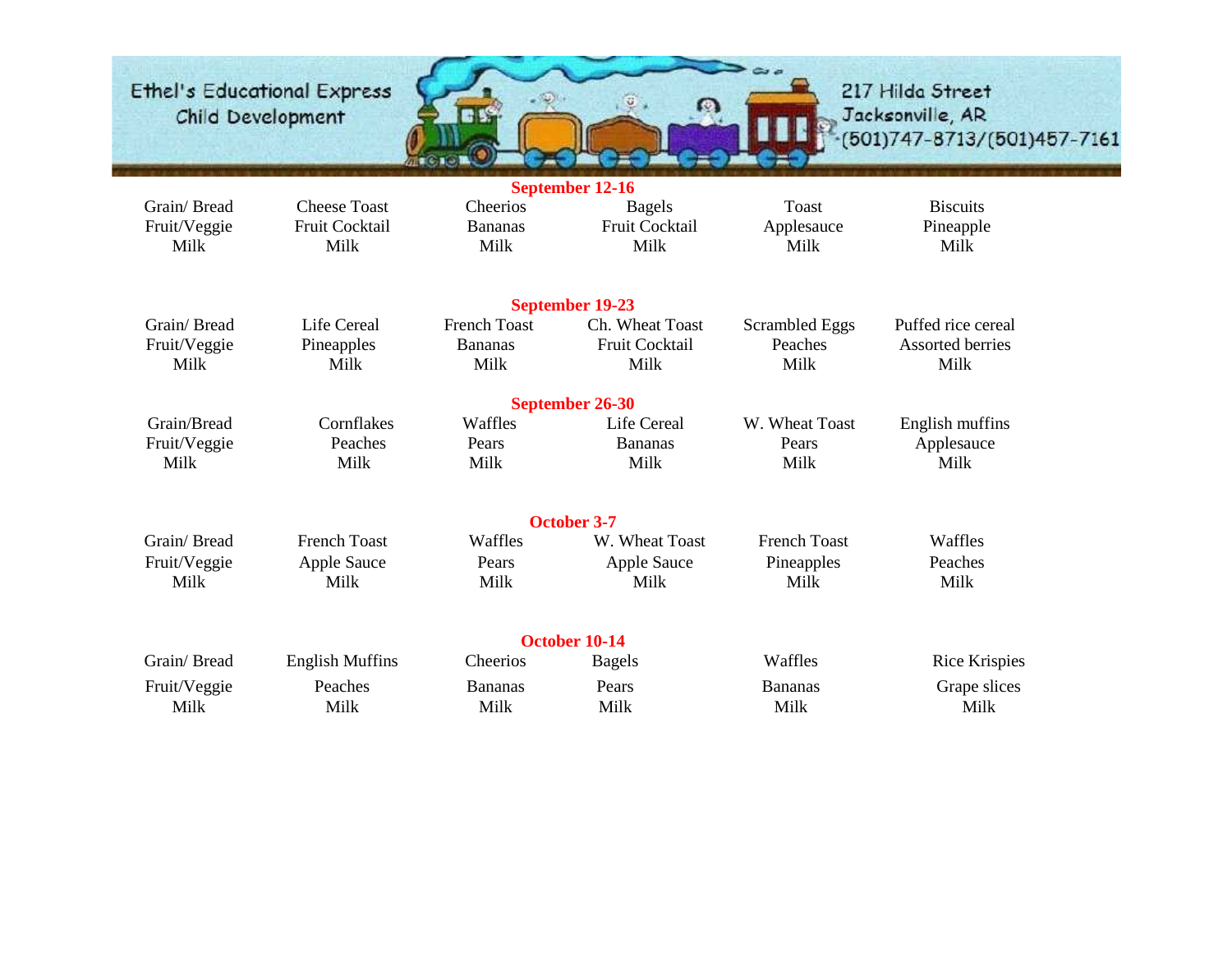Ethel's Educational Express
Child Development

217 Hilda Street
Jacksonville, AR
(501)747-8713/(501)457-7161

**September 12-16**

| | | | | | |
|---|---|---|---|---|---|
| Grain/ Bread | Cheese Toast | Cheerios | Bagels | Toast | Biscuits |
| Fruit/Veggie | Fruit Cocktail | Bananas | Fruit Cocktail | Applesauce | Pineapple |
| Milk | Milk | Milk | Milk | Milk | Milk |

**September 19-23**

| | | | | | |
|---|---|---|---|---|---|
| Grain/ Bread | Life Cereal | French Toast | Ch. Wheat Toast | Scrambled Eggs | Puffed rice cereal |
| Fruit/Veggie | Pineapples | Bananas | Fruit Cocktail | Peaches | Assorted berries |
| Milk | Milk | Milk | Milk | Milk | Milk |

**September 26-30**

| | | | | | |
|---|---|---|---|---|---|
| Grain/Bread | Cornflakes | Waffles | Life Cereal | W. Wheat Toast | English muffins |
| Fruit/Veggie | Peaches | Pears | Bananas | Pears | Applesauce |
| Milk | Milk | Milk | Milk | Milk | Milk |

**October 3-7**

| | | | | | |
|---|---|---|---|---|---|
| Grain/ Bread | French Toast | Waffles | W. Wheat Toast | French Toast | Waffles |
| Fruit/Veggie | Apple Sauce | Pears | Apple Sauce | Pineapples | Peaches |
| Milk | Milk | Milk | Milk | Milk | Milk |

**October 10-14**

| | | | | | |
|---|---|---|---|---|---|
| Grain/ Bread | English Muffins | Cheerios | Bagels | Waffles | Rice Krispies |
| Fruit/Veggie | Peaches | Bananas | Pears | Bananas | Grape slices |
| Milk | Milk | Milk | Milk | Milk | Milk |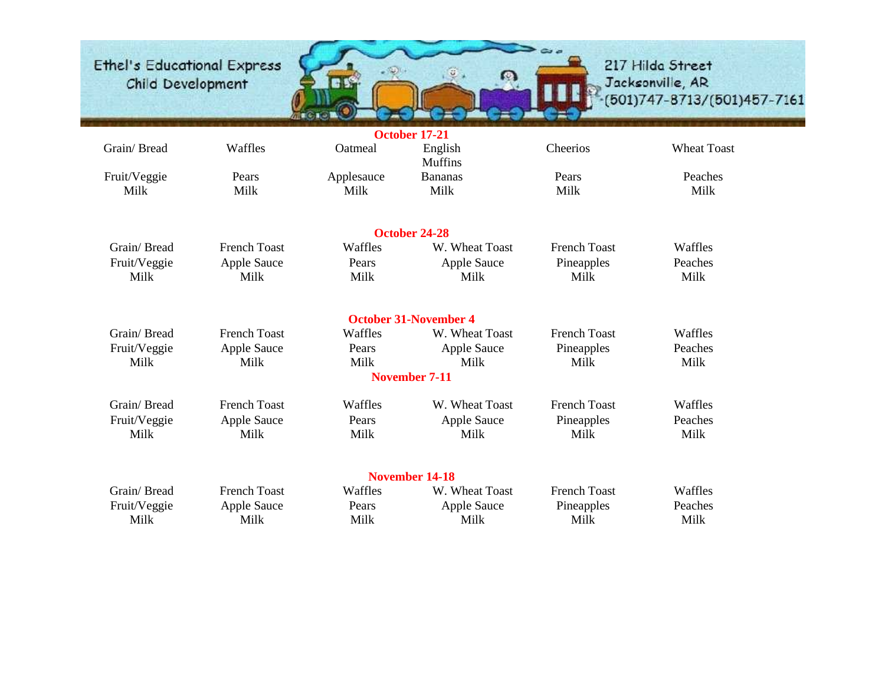Ethel's Educational Express
Child Development

217 Hilda Street
Jacksonville, AR
(501)747-8713/(501)457-7161

**October 17-21**

| | | | | | |
|---|---|---|---|---|---|
| Grain/ Bread | Waffles | Oatmeal | English Muffins | Cheerios | Wheat Toast |
| Fruit/Veggie | Pears | Applesauce | Bananas | Pears | Peaches |
| Milk | Milk | Milk | Milk | Milk | Milk |

**October 24-28**

| | | | | | |
|---|---|---|---|---|---|
| Grain/ Bread | French Toast | Waffles | W. Wheat Toast | French Toast | Waffles |
| Fruit/Veggie | Apple Sauce | Pears | Apple Sauce | Pineapples | Peaches |
| Milk | Milk | Milk | Milk | Milk | Milk |

**October 31-November 4**

| | | | | | |
|---|---|---|---|---|---|
| Grain/ Bread | French Toast | Waffles | W. Wheat Toast | French Toast | Waffles |
| Fruit/Veggie | Apple Sauce | Pears | Apple Sauce | Pineapples | Peaches |
| Milk | Milk | Milk | Milk | Milk | Milk |

**November 7-11**

| | | | | | |
|---|---|---|---|---|---|
| Grain/ Bread | French Toast | Waffles | W. Wheat Toast | French Toast | Waffles |
| Fruit/Veggie | Apple Sauce | Pears | Apple Sauce | Pineapples | Peaches |
| Milk | Milk | Milk | Milk | Milk | Milk |

**November 14-18**

| | | | | | |
|---|---|---|---|---|---|
| Grain/ Bread | French Toast | Waffles | W. Wheat Toast | French Toast | Waffles |
| Fruit/Veggie | Apple Sauce | Pears | Apple Sauce | Pineapples | Peaches |
| Milk | Milk | Milk | Milk | Milk | Milk |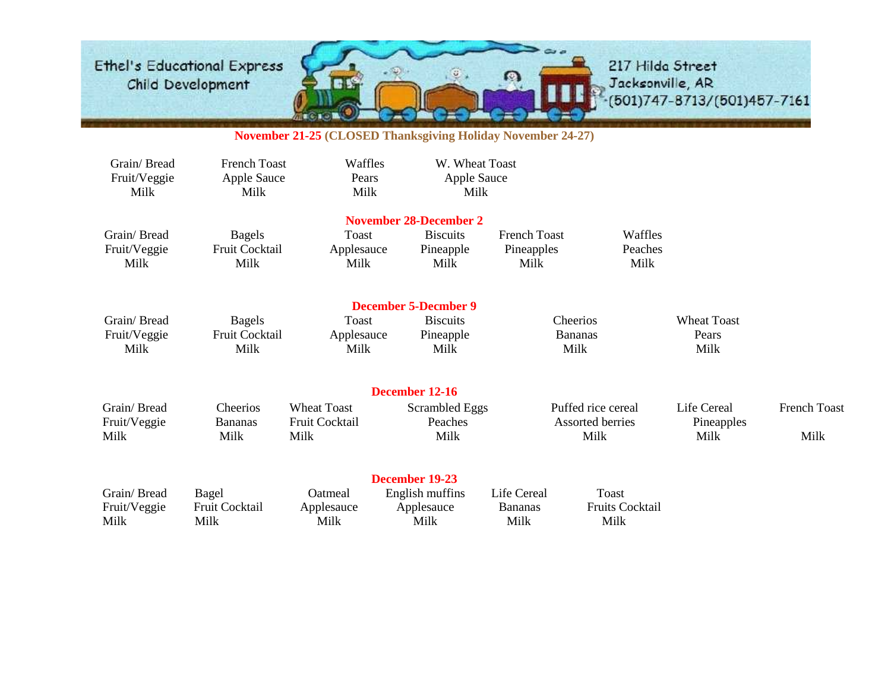Ethel's Educational Express Child Development

217 Hilda Street
Jacksonville, AR
(501)747-8713/(501)457-7161

**November 21-25 (CLOSED Thanksgiving Holiday November 24-27)**

| | | | |
|---|---|---|---|
| Grain/ Bread | French Toast | Waffles | W. Wheat Toast |
| Fruit/Veggie | Apple Sauce | Pears | Apple Sauce |
| Milk | Milk | Milk | Milk |

**November 28-December 2**

| | | | | | |
|---|---|---|---|---|---|
| Grain/ Bread | Bagels | Toast | Biscuits | French Toast | Waffles |
| Fruit/Veggie | Fruit Cocktail | Applesauce | Pineapple | Pineapples | Peaches |
| Milk | Milk | Milk | Milk | Milk | Milk |

**December 5-Decmber 9**

| | | | | | |
|---|---|---|---|---|---|
| Grain/ Bread | Bagels | Toast | Biscuits | Cheerios | Wheat Toast |
| Fruit/Veggie | Fruit Cocktail | Applesauce | Pineapple | Bananas | Pears |
| Milk | Milk | Milk | Milk | Milk | Milk |

**December 12-16**

| | | | | | | |
|---|---|---|---|---|---|---|
| Grain/ Bread | Cheerios | Wheat Toast | Scrambled Eggs | Puffed rice cereal | Life Cereal | French Toast |
| Fruit/Veggie | Bananas | Fruit Cocktail | Peaches | Assorted berries | Pineapples | |
| Milk | Milk | Milk | Milk | Milk | Milk | Milk |

**December 19-23**

| | | | | | |
|---|---|---|---|---|---|
| Grain/ Bread | Bagel | Oatmeal | English muffins | Life Cereal | Toast |
| Fruit/Veggie | Fruit Cocktail | Applesauce | Applesauce | Bananas | Fruits Cocktail |
| Milk | Milk | Milk | Milk | Milk | Milk |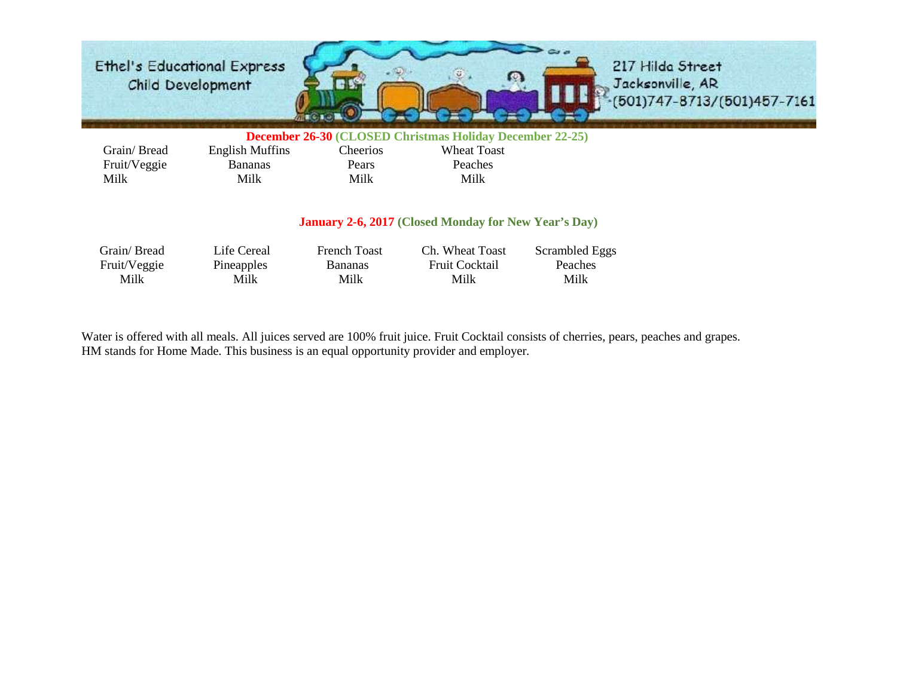Ethel's Educational Express
Child Development

217 Hilda Street
Jacksonville, AR
(501)747-8713/(501)457-7161

**December 26-30 (CLOSED Christmas Holiday December 22-25)**

| | | | |
|---|---|---|---|
| Grain/ Bread | English Muffins | Cheerios | Wheat Toast |
| Fruit/Veggie | Bananas | Pears | Peaches |
| Milk | Milk | Milk | Milk |

**January 2-6, 2017 (Closed Monday for New Year's Day)**

| | | | | |
|---|---|---|---|---|
| Grain/ Bread | Life Cereal | French Toast | Ch. Wheat Toast | Scrambled Eggs |
| Fruit/Veggie | Pineapples | Bananas | Fruit Cocktail | Peaches |
| Milk | Milk | Milk | Milk | Milk |

Water is offered with all meals. All juices served are 100% fruit juice. Fruit Cocktail consists of cherries, pears, peaches and grapes. HM stands for Home Made. This business is an equal opportunity provider and employer.